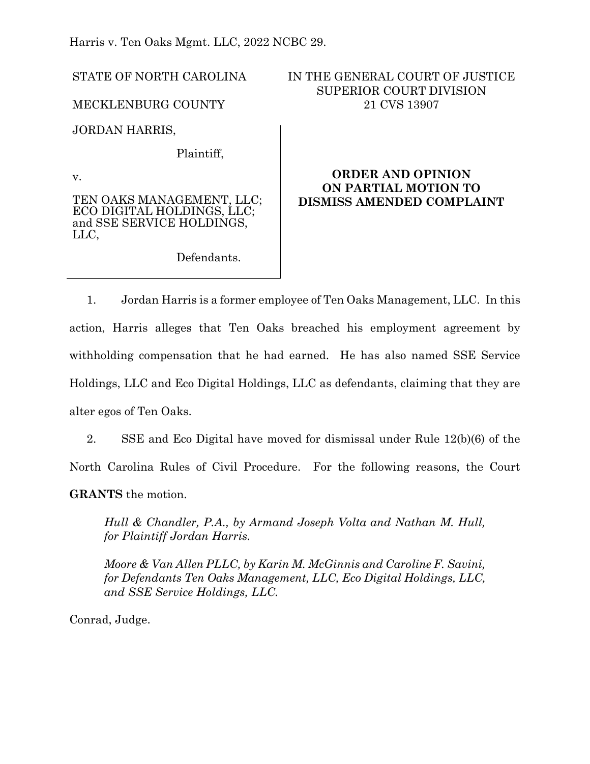Harris v. Ten Oaks Mgmt. LLC, 2022 NCBC 29.

STATE OF NORTH CAROLINA

MECKLENBURG COUNTY

IN THE GENERAL COURT OF JUSTICE
SUPERIOR COURT DIVISION
21 CVS 13907

JORDAN HARRIS,

Plaintiff,

v.

TEN OAKS MANAGEMENT, LLC; ECO DIGITAL HOLDINGS, LLC; and SSE SERVICE HOLDINGS, LLC,

Defendants.

**ORDER AND OPINION ON PARTIAL MOTION TO DISMISS AMENDED COMPLAINT**

1. Jordan Harris is a former employee of Ten Oaks Management, LLC. In this action, Harris alleges that Ten Oaks breached his employment agreement by withholding compensation that he had earned. He has also named SSE Service Holdings, LLC and Eco Digital Holdings, LLC as defendants, claiming that they are alter egos of Ten Oaks.

2. SSE and Eco Digital have moved for dismissal under Rule 12(b)(6) of the North Carolina Rules of Civil Procedure. For the following reasons, the Court **GRANTS** the motion.

*Hull & Chandler, P.A., by Armand Joseph Volta and Nathan M. Hull, for Plaintiff Jordan Harris.*

*Moore & Van Allen PLLC, by Karin M. McGinnis and Caroline F. Savini, for Defendants Ten Oaks Management, LLC, Eco Digital Holdings, LLC, and SSE Service Holdings, LLC.*

Conrad, Judge.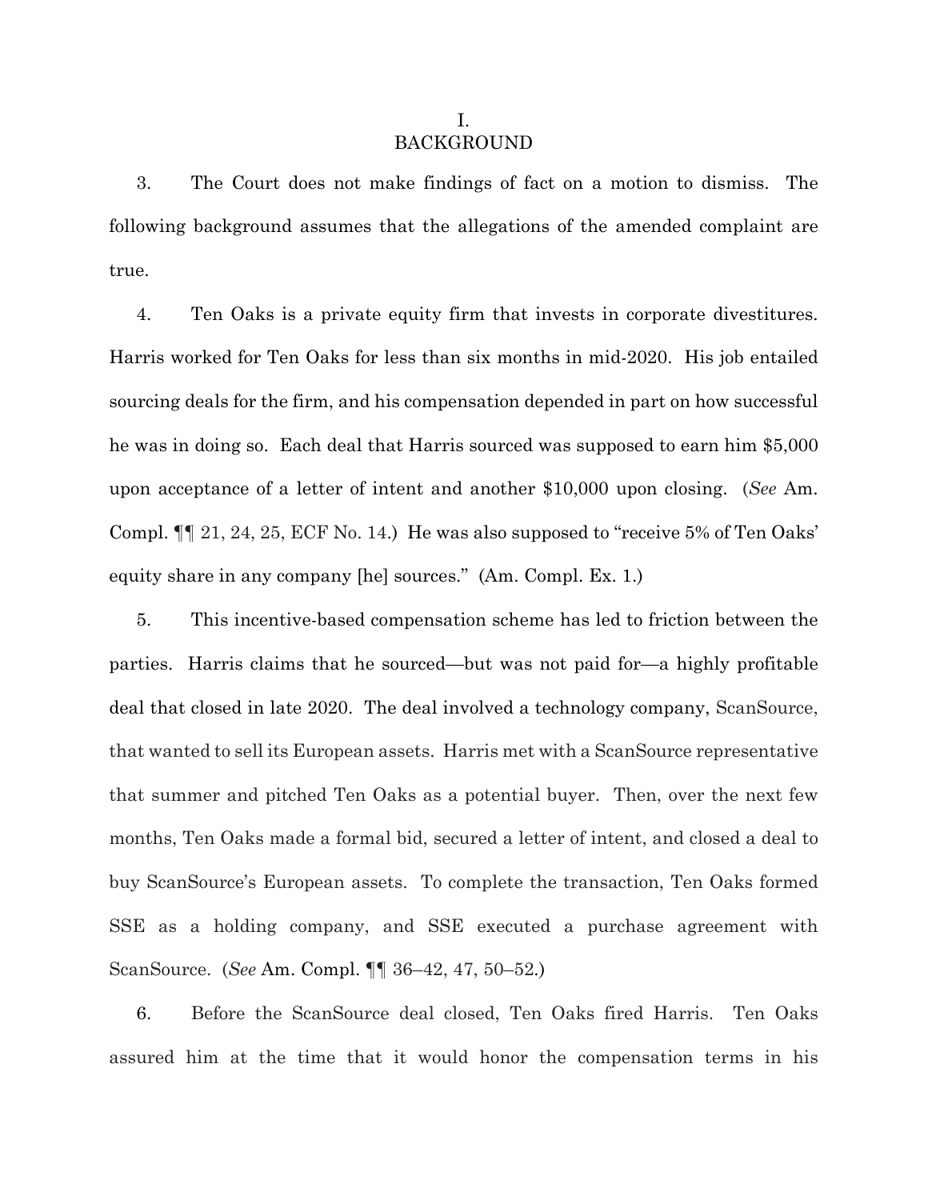## I.
## BACKGROUND

3. The Court does not make findings of fact on a motion to dismiss. The following background assumes that the allegations of the amended complaint are true.

4. Ten Oaks is a private equity firm that invests in corporate divestitures. Harris worked for Ten Oaks for less than six months in mid-2020. His job entailed sourcing deals for the firm, and his compensation depended in part on how successful he was in doing so. Each deal that Harris sourced was supposed to earn him $5,000 upon acceptance of a letter of intent and another $10,000 upon closing. (*See* Am. Compl. ¶¶ 21, 24, 25, ECF No. 14.) He was also supposed to "receive 5% of Ten Oaks' equity share in any company [he] sources." (Am. Compl. Ex. 1.)

5. This incentive-based compensation scheme has led to friction between the parties. Harris claims that he sourced—but was not paid for—a highly profitable deal that closed in late 2020. The deal involved a technology company, ScanSource, that wanted to sell its European assets. Harris met with a ScanSource representative that summer and pitched Ten Oaks as a potential buyer. Then, over the next few months, Ten Oaks made a formal bid, secured a letter of intent, and closed a deal to buy ScanSource's European assets. To complete the transaction, Ten Oaks formed SSE as a holding company, and SSE executed a purchase agreement with ScanSource. (*See* Am. Compl. ¶¶ 36–42, 47, 50–52.)

6. Before the ScanSource deal closed, Ten Oaks fired Harris. Ten Oaks assured him at the time that it would honor the compensation terms in his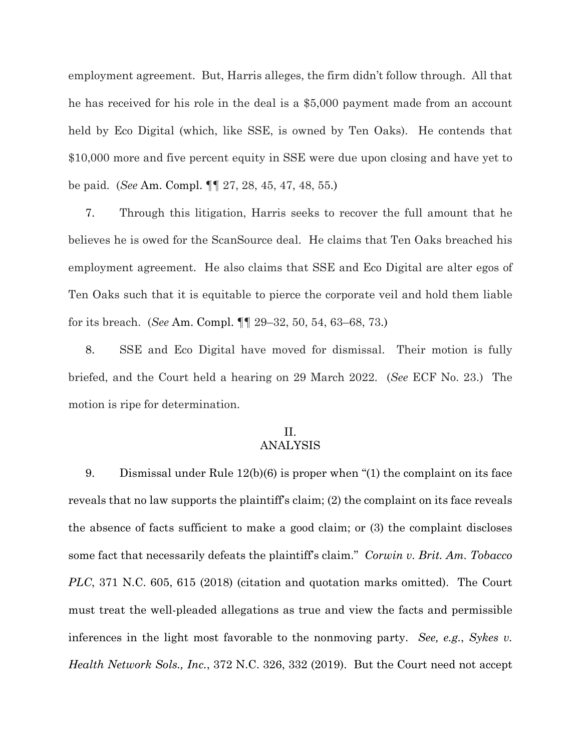employment agreement. But, Harris alleges, the firm didn't follow through. All that he has received for his role in the deal is a $5,000 payment made from an account held by Eco Digital (which, like SSE, is owned by Ten Oaks). He contends that $10,000 more and five percent equity in SSE were due upon closing and have yet to be paid. (*See* Am. Compl. ¶¶ 27, 28, 45, 47, 48, 55.)

7. Through this litigation, Harris seeks to recover the full amount that he believes he is owed for the ScanSource deal. He claims that Ten Oaks breached his employment agreement. He also claims that SSE and Eco Digital are alter egos of Ten Oaks such that it is equitable to pierce the corporate veil and hold them liable for its breach. (*See* Am. Compl. ¶¶ 29–32, 50, 54, 63–68, 73.)

8. SSE and Eco Digital have moved for dismissal. Their motion is fully briefed, and the Court held a hearing on 29 March 2022. (*See* ECF No. 23.) The motion is ripe for determination.

## II. ANALYSIS

9. Dismissal under Rule 12(b)(6) is proper when "(1) the complaint on its face reveals that no law supports the plaintiff's claim; (2) the complaint on its face reveals the absence of facts sufficient to make a good claim; or (3) the complaint discloses some fact that necessarily defeats the plaintiff's claim." *Corwin v. Brit. Am. Tobacco PLC*, 371 N.C. 605, 615 (2018) (citation and quotation marks omitted). The Court must treat the well-pleaded allegations as true and view the facts and permissible inferences in the light most favorable to the nonmoving party. *See, e.g.*, *Sykes v. Health Network Sols., Inc.*, 372 N.C. 326, 332 (2019). But the Court need not accept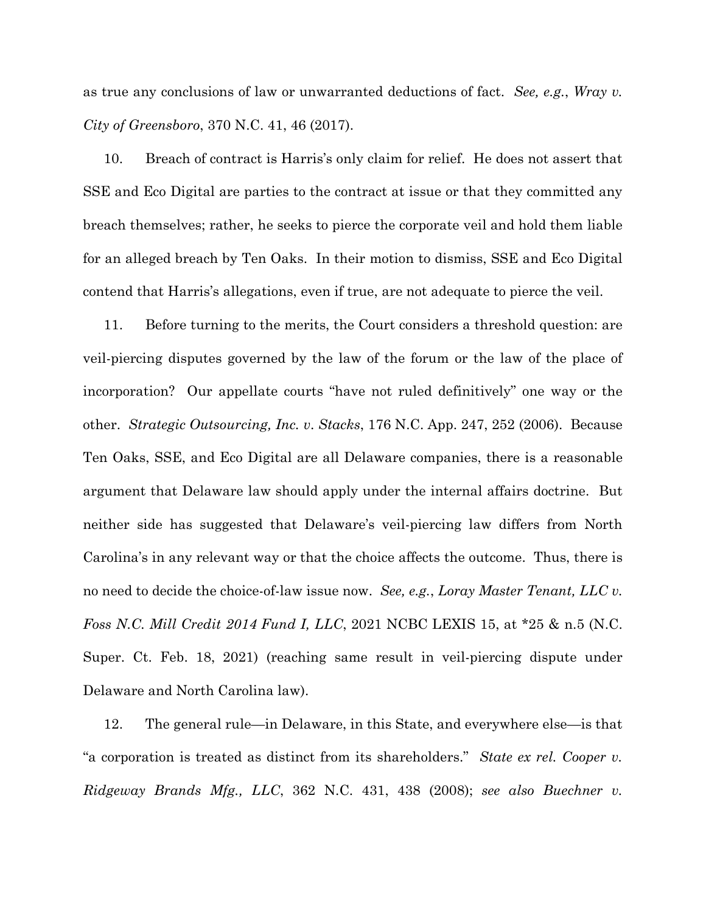as true any conclusions of law or unwarranted deductions of fact. *See, e.g.*, *Wray v. City of Greensboro*, 370 N.C. 41, 46 (2017).

10. Breach of contract is Harris's only claim for relief. He does not assert that SSE and Eco Digital are parties to the contract at issue or that they committed any breach themselves; rather, he seeks to pierce the corporate veil and hold them liable for an alleged breach by Ten Oaks. In their motion to dismiss, SSE and Eco Digital contend that Harris's allegations, even if true, are not adequate to pierce the veil.

11. Before turning to the merits, the Court considers a threshold question: are veil-piercing disputes governed by the law of the forum or the law of the place of incorporation? Our appellate courts "have not ruled definitively" one way or the other. *Strategic Outsourcing, Inc. v. Stacks*, 176 N.C. App. 247, 252 (2006). Because Ten Oaks, SSE, and Eco Digital are all Delaware companies, there is a reasonable argument that Delaware law should apply under the internal affairs doctrine. But neither side has suggested that Delaware's veil-piercing law differs from North Carolina's in any relevant way or that the choice affects the outcome. Thus, there is no need to decide the choice-of-law issue now. *See, e.g.*, *Loray Master Tenant, LLC v. Foss N.C. Mill Credit 2014 Fund I, LLC*, 2021 NCBC LEXIS 15, at *25 & n.5 (N.C. Super. Ct. Feb. 18, 2021) (reaching same result in veil-piercing dispute under Delaware and North Carolina law).

12. The general rule—in Delaware, in this State, and everywhere else—is that "a corporation is treated as distinct from its shareholders." *State ex rel. Cooper v. Ridgeway Brands Mfg., LLC*, 362 N.C. 431, 438 (2008); *see also Buechner v.*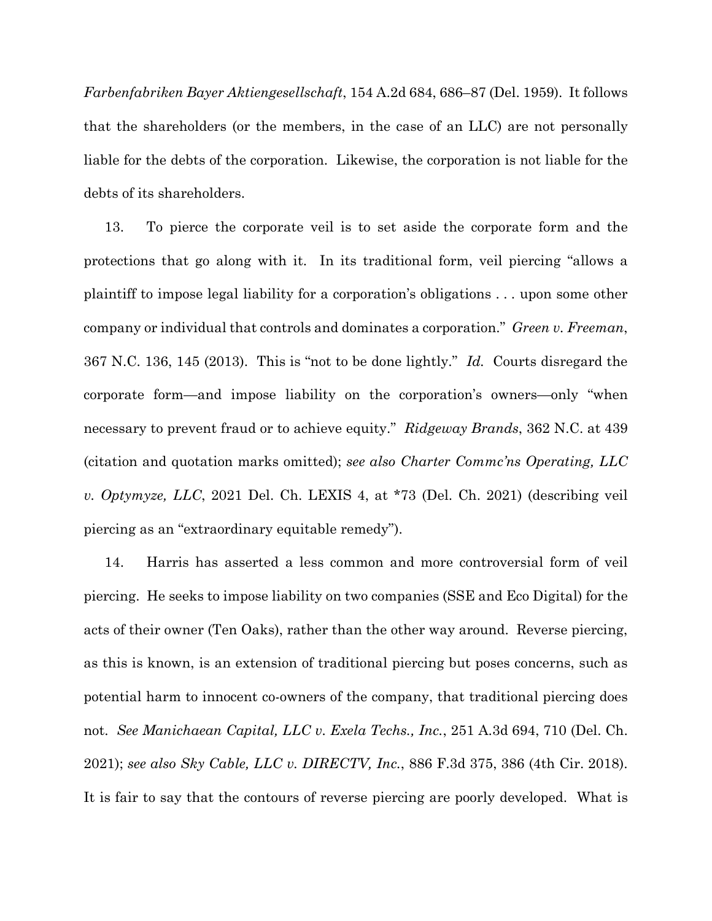*Farbenfabriken Bayer Aktiengesellschaft*, 154 A.2d 684, 686–87 (Del. 1959). It follows that the shareholders (or the members, in the case of an LLC) are not personally liable for the debts of the corporation. Likewise, the corporation is not liable for the debts of its shareholders.

13. To pierce the corporate veil is to set aside the corporate form and the protections that go along with it. In its traditional form, veil piercing "allows a plaintiff to impose legal liability for a corporation's obligations . . . upon some other company or individual that controls and dominates a corporation." *Green v. Freeman*, 367 N.C. 136, 145 (2013). This is "not to be done lightly." *Id.* Courts disregard the corporate form—and impose liability on the corporation's owners—only "when necessary to prevent fraud or to achieve equity." *Ridgeway Brands*, 362 N.C. at 439 (citation and quotation marks omitted); *see also Charter Commc'ns Operating, LLC v. Optymyze, LLC*, 2021 Del. Ch. LEXIS 4, at *73 (Del. Ch. 2021) (describing veil piercing as an "extraordinary equitable remedy").

14. Harris has asserted a less common and more controversial form of veil piercing. He seeks to impose liability on two companies (SSE and Eco Digital) for the acts of their owner (Ten Oaks), rather than the other way around. Reverse piercing, as this is known, is an extension of traditional piercing but poses concerns, such as potential harm to innocent co-owners of the company, that traditional piercing does not. *See Manichaean Capital, LLC v. Exela Techs., Inc.*, 251 A.3d 694, 710 (Del. Ch. 2021); *see also Sky Cable, LLC v. DIRECTV, Inc.*, 886 F.3d 375, 386 (4th Cir. 2018). It is fair to say that the contours of reverse piercing are poorly developed. What is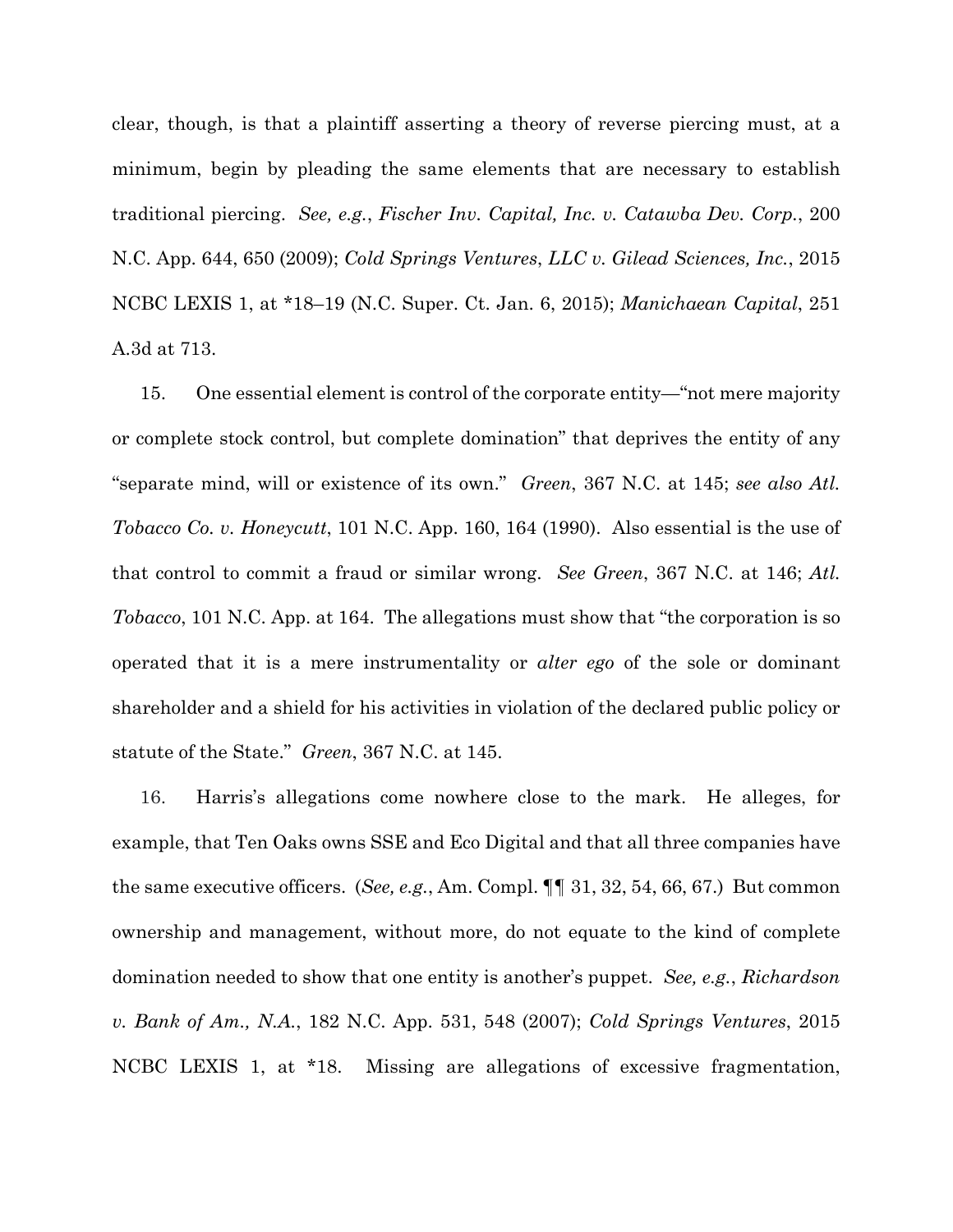clear, though, is that a plaintiff asserting a theory of reverse piercing must, at a minimum, begin by pleading the same elements that are necessary to establish traditional piercing. *See, e.g.*, *Fischer Inv. Capital, Inc. v. Catawba Dev. Corp.*, 200 N.C. App. 644, 650 (2009); *Cold Springs Ventures, LLC v. Gilead Sciences, Inc.*, 2015 NCBC LEXIS 1, at *18–19 (N.C. Super. Ct. Jan. 6, 2015); *Manichaean Capital*, 251 A.3d at 713.

15. One essential element is control of the corporate entity—"not mere majority or complete stock control, but complete domination" that deprives the entity of any "separate mind, will or existence of its own." *Green*, 367 N.C. at 145; *see also Atl. Tobacco Co. v. Honeycutt*, 101 N.C. App. 160, 164 (1990). Also essential is the use of that control to commit a fraud or similar wrong. *See Green*, 367 N.C. at 146; *Atl. Tobacco*, 101 N.C. App. at 164. The allegations must show that "the corporation is so operated that it is a mere instrumentality or *alter ego* of the sole or dominant shareholder and a shield for his activities in violation of the declared public policy or statute of the State." *Green*, 367 N.C. at 145.

16. Harris's allegations come nowhere close to the mark. He alleges, for example, that Ten Oaks owns SSE and Eco Digital and that all three companies have the same executive officers. (*See, e.g.*, Am. Compl. ¶¶ 31, 32, 54, 66, 67.) But common ownership and management, without more, do not equate to the kind of complete domination needed to show that one entity is another's puppet. *See, e.g.*, *Richardson v. Bank of Am., N.A.*, 182 N.C. App. 531, 548 (2007); *Cold Springs Ventures*, 2015 NCBC LEXIS 1, at *18. Missing are allegations of excessive fragmentation,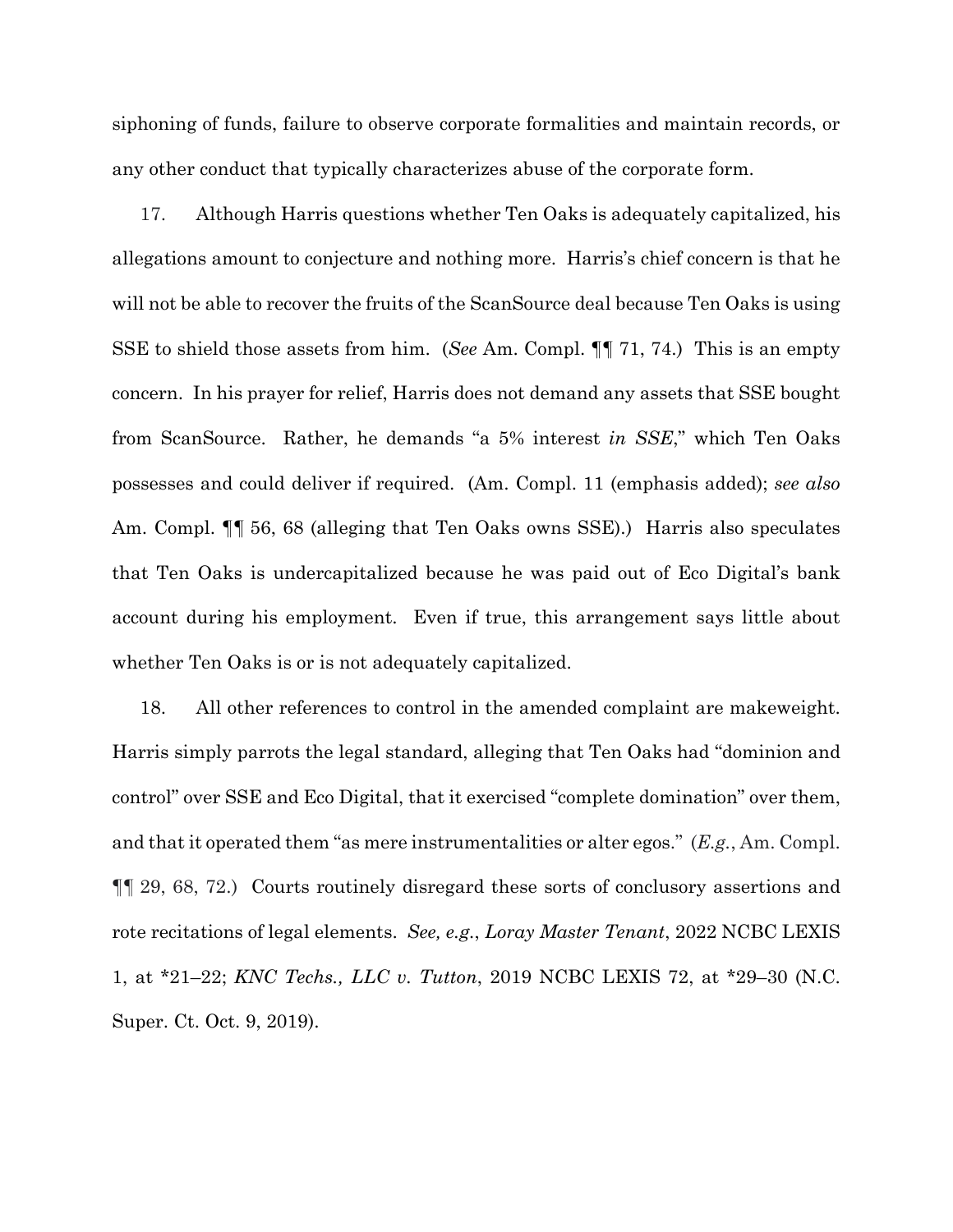siphoning of funds, failure to observe corporate formalities and maintain records, or any other conduct that typically characterizes abuse of the corporate form.

17. Although Harris questions whether Ten Oaks is adequately capitalized, his allegations amount to conjecture and nothing more. Harris's chief concern is that he will not be able to recover the fruits of the ScanSource deal because Ten Oaks is using SSE to shield those assets from him. (*See* Am. Compl. ¶¶ 71, 74.) This is an empty concern. In his prayer for relief, Harris does not demand any assets that SSE bought from ScanSource. Rather, he demands "a 5% interest *in SSE*," which Ten Oaks possesses and could deliver if required. (Am. Compl. 11 (emphasis added); *see also* Am. Compl. ¶¶ 56, 68 (alleging that Ten Oaks owns SSE).) Harris also speculates that Ten Oaks is undercapitalized because he was paid out of Eco Digital's bank account during his employment. Even if true, this arrangement says little about whether Ten Oaks is or is not adequately capitalized.

18. All other references to control in the amended complaint are makeweight. Harris simply parrots the legal standard, alleging that Ten Oaks had "dominion and control" over SSE and Eco Digital, that it exercised "complete domination" over them, and that it operated them "as mere instrumentalities or alter egos." (*E.g.*, Am. Compl. ¶¶ 29, 68, 72.) Courts routinely disregard these sorts of conclusory assertions and rote recitations of legal elements. *See, e.g.*, *Loray Master Tenant*, 2022 NCBC LEXIS 1, at *21–22; *KNC Techs., LLC v. Tutton*, 2019 NCBC LEXIS 72, at *29–30 (N.C. Super. Ct. Oct. 9, 2019).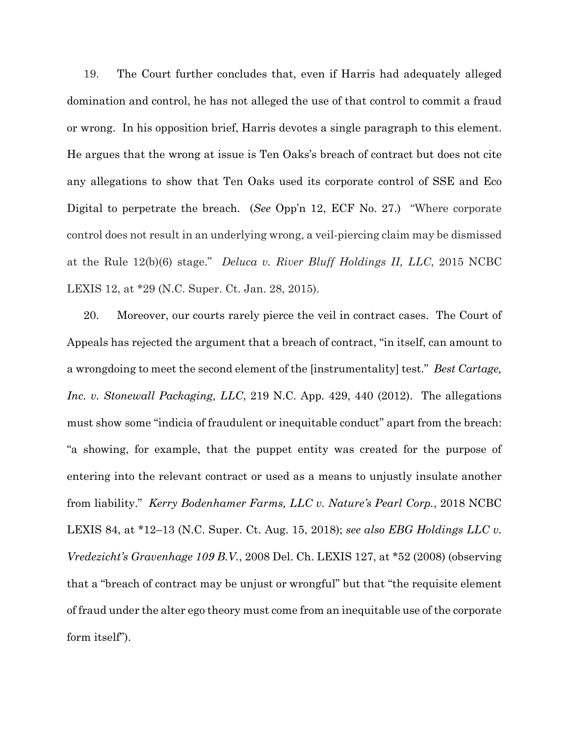19. The Court further concludes that, even if Harris had adequately alleged domination and control, he has not alleged the use of that control to commit a fraud or wrong. In his opposition brief, Harris devotes a single paragraph to this element. He argues that the wrong at issue is Ten Oaks's breach of contract but does not cite any allegations to show that Ten Oaks used its corporate control of SSE and Eco Digital to perpetrate the breach. (*See* Opp'n 12, ECF No. 27.) "Where corporate control does not result in an underlying wrong, a veil-piercing claim may be dismissed at the Rule 12(b)(6) stage." *Deluca v. River Bluff Holdings II, LLC*, 2015 NCBC LEXIS 12, at *29 (N.C. Super. Ct. Jan. 28, 2015).

20. Moreover, our courts rarely pierce the veil in contract cases. The Court of Appeals has rejected the argument that a breach of contract, "in itself, can amount to a wrongdoing to meet the second element of the [instrumentality] test." *Best Cartage, Inc. v. Stonewall Packaging, LLC*, 219 N.C. App. 429, 440 (2012). The allegations must show some "indicia of fraudulent or inequitable conduct" apart from the breach: "a showing, for example, that the puppet entity was created for the purpose of entering into the relevant contract or used as a means to unjustly insulate another from liability." *Kerry Bodenhamer Farms, LLC v. Nature's Pearl Corp.*, 2018 NCBC LEXIS 84, at *12–13 (N.C. Super. Ct. Aug. 15, 2018); *see also EBG Holdings LLC v. Vredezicht's Gravenhage 109 B.V.*, 2008 Del. Ch. LEXIS 127, at *52 (2008) (observing that a "breach of contract may be unjust or wrongful" but that "the requisite element of fraud under the alter ego theory must come from an inequitable use of the corporate form itself").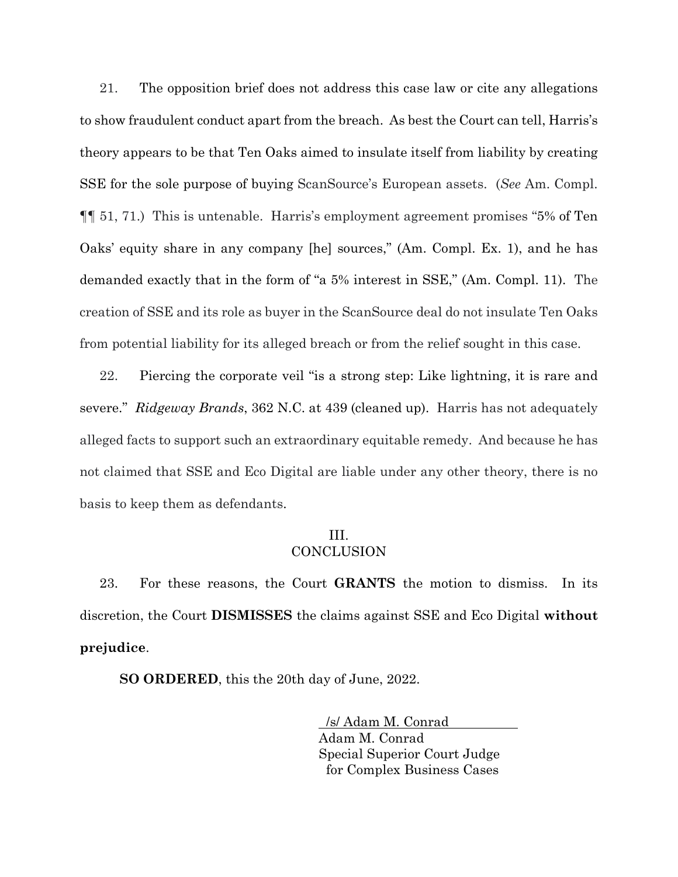21. The opposition brief does not address this case law or cite any allegations to show fraudulent conduct apart from the breach. As best the Court can tell, Harris's theory appears to be that Ten Oaks aimed to insulate itself from liability by creating SSE for the sole purpose of buying ScanSource's European assets. (*See* Am. Compl. ¶¶ 51, 71.) This is untenable. Harris's employment agreement promises "5% of Ten Oaks' equity share in any company [he] sources," (Am. Compl. Ex. 1), and he has demanded exactly that in the form of "a 5% interest in SSE," (Am. Compl. 11). The creation of SSE and its role as buyer in the ScanSource deal do not insulate Ten Oaks from potential liability for its alleged breach or from the relief sought in this case.

22. Piercing the corporate veil "is a strong step: Like lightning, it is rare and severe." *Ridgeway Brands*, 362 N.C. at 439 (cleaned up). Harris has not adequately alleged facts to support such an extraordinary equitable remedy. And because he has not claimed that SSE and Eco Digital are liable under any other theory, there is no basis to keep them as defendants.

## III.
## CONCLUSION

23. For these reasons, the Court **GRANTS** the motion to dismiss. In its discretion, the Court **DISMISSES** the claims against SSE and Eco Digital **without prejudice**.

**SO ORDERED**, this the 20th day of June, 2022.

/s/ Adam M. Conrad
Adam M. Conrad
Special Superior Court Judge
for Complex Business Cases